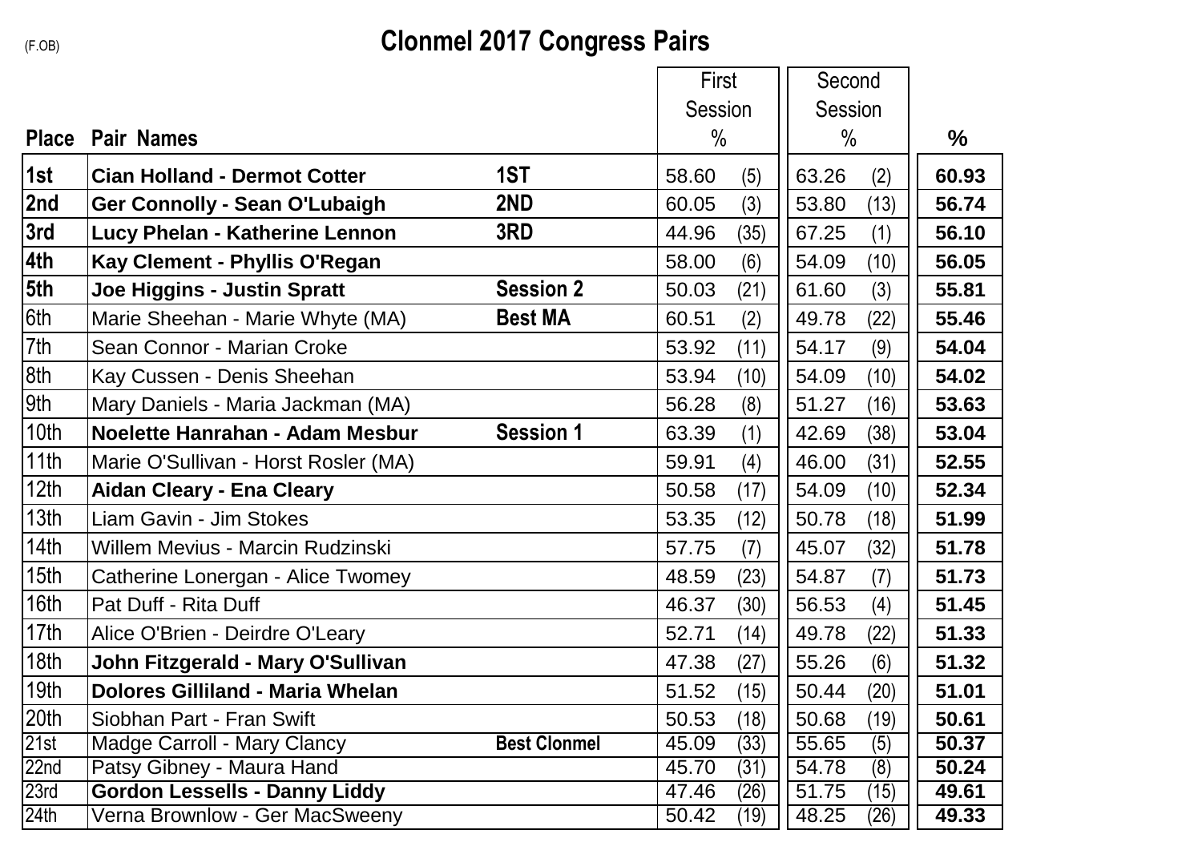(F.OB)

# Clonmel 2017 Congress Pairs

| Place | Pair Names | | First Session % | | Second Session % | | % |
|---|---|---|---|---|---|---|---|
| **1st** | **Cian Holland - Dermot Cotter** | **1ST** | 58.60 | (5) | 63.26 | (2) | **60.93** |
| **2nd** | **Ger Connolly - Sean O'Lubaigh** | **2ND** | 60.05 | (3) | 53.80 | (13) | **56.74** |
| **3rd** | **Lucy Phelan - Katherine Lennon** | **3RD** | 44.96 | (35) | 67.25 | (1) | **56.10** |
| **4th** | **Kay Clement - Phyllis O'Regan** | | 58.00 | (6) | 54.09 | (10) | **56.05** |
| **5th** | **Joe Higgins - Justin Spratt** | **Session 2** | 50.03 | (21) | 61.60 | (3) | **55.81** |
| 6th | Marie Sheehan - Marie Whyte (MA) | **Best MA** | 60.51 | (2) | 49.78 | (22) | **55.46** |
| 7th | Sean Connor - Marian Croke | | 53.92 | (11) | 54.17 | (9) | **54.04** |
| 8th | Kay Cussen - Denis Sheehan | | 53.94 | (10) | 54.09 | (10) | **54.02** |
| 9th | Mary Daniels - Maria Jackman (MA) | | 56.28 | (8) | 51.27 | (16) | **53.63** |
| 10th | **Noelette Hanrahan - Adam Mesbur** | **Session 1** | 63.39 | (1) | 42.69 | (38) | **53.04** |
| 11th | Marie O'Sullivan - Horst Rosler (MA) | | 59.91 | (4) | 46.00 | (31) | **52.55** |
| 12th | **Aidan Cleary - Ena Cleary** | | 50.58 | (17) | 54.09 | (10) | **52.34** |
| 13th | Liam Gavin - Jim Stokes | | 53.35 | (12) | 50.78 | (18) | **51.99** |
| 14th | Willem Mevius - Marcin Rudzinski | | 57.75 | (7) | 45.07 | (32) | **51.78** |
| 15th | Catherine Lonergan - Alice Twomey | | 48.59 | (23) | 54.87 | (7) | **51.73** |
| 16th | Pat Duff - Rita Duff | | 46.37 | (30) | 56.53 | (4) | **51.45** |
| 17th | Alice O'Brien - Deirdre O'Leary | | 52.71 | (14) | 49.78 | (22) | **51.33** |
| 18th | **John Fitzgerald - Mary O'Sullivan** | | 47.38 | (27) | 55.26 | (6) | **51.32** |
| 19th | **Dolores Gilliland - Maria Whelan** | | 51.52 | (15) | 50.44 | (20) | **51.01** |
| 20th | Siobhan Part - Fran Swift | | 50.53 | (18) | 50.68 | (19) | **50.61** |
| 21st | Madge Carroll - Mary Clancy | **Best Clonmel** | 45.09 | (33) | 55.65 | (5) | **50.37** |
| 22nd | Patsy Gibney - Maura Hand | | 45.70 | (31) | 54.78 | (8) | **50.24** |
| 23rd | **Gordon Lessells - Danny Liddy** | | 47.46 | (26) | 51.75 | (15) | **49.61** |
| 24th | Verna Brownlow - Ger MacSweeny | | 50.42 | (19) | 48.25 | (26) | **49.33** |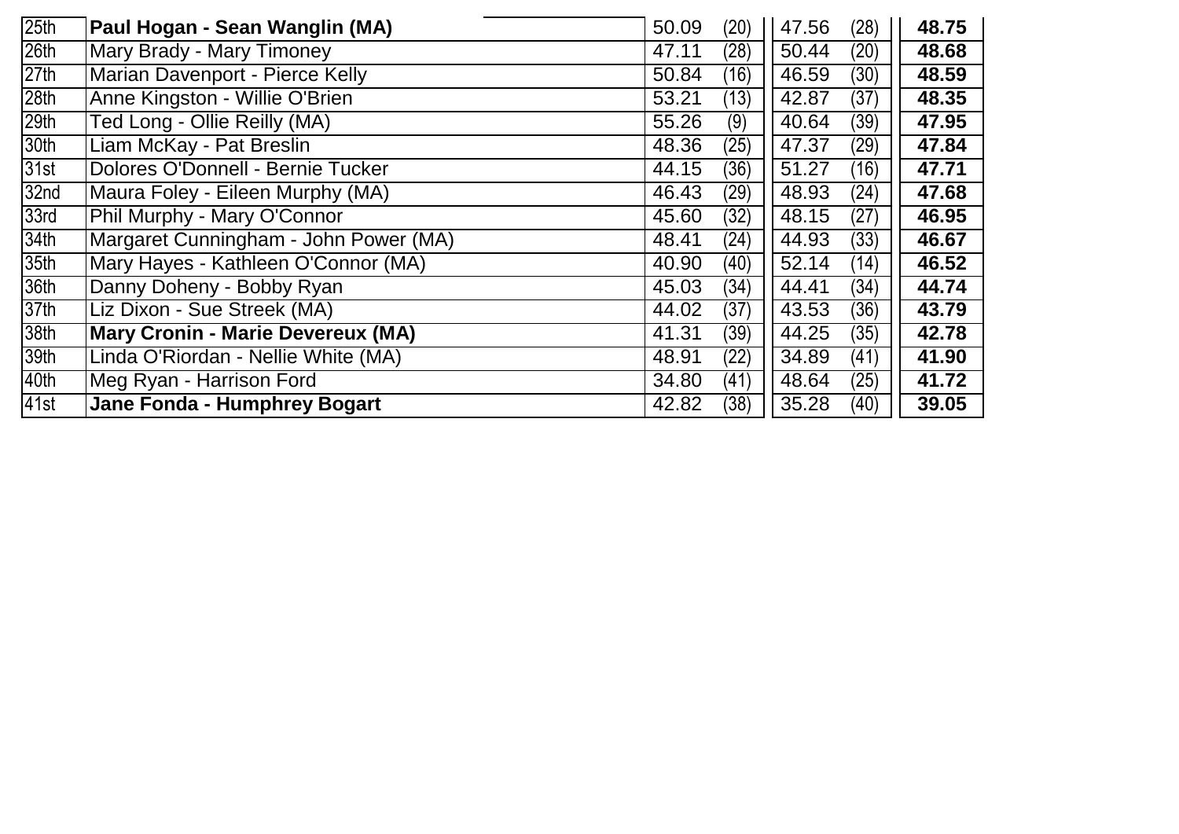| | | | | | | |
|---|---|---|---|---|---|---|
| 25th | **Paul Hogan - Sean Wanglin (MA)** | 50.09 | (20) | 47.56 | (28) | **48.75** |
| 26th | Mary Brady - Mary Timoney | 47.11 | (28) | 50.44 | (20) | **48.68** |
| 27th | Marian Davenport - Pierce Kelly | 50.84 | (16) | 46.59 | (30) | **48.59** |
| 28th | Anne Kingston - Willie O'Brien | 53.21 | (13) | 42.87 | (37) | **48.35** |
| 29th | Ted Long - Ollie Reilly (MA) | 55.26 | (9) | 40.64 | (39) | **47.95** |
| 30th | Liam McKay - Pat Breslin | 48.36 | (25) | 47.37 | (29) | **47.84** |
| 31st | Dolores O'Donnell - Bernie Tucker | 44.15 | (36) | 51.27 | (16) | **47.71** |
| 32nd | Maura Foley - Eileen Murphy (MA) | 46.43 | (29) | 48.93 | (24) | **47.68** |
| 33rd | Phil Murphy - Mary O'Connor | 45.60 | (32) | 48.15 | (27) | **46.95** |
| 34th | Margaret Cunningham - John Power (MA) | 48.41 | (24) | 44.93 | (33) | **46.67** |
| 35th | Mary Hayes - Kathleen O'Connor (MA) | 40.90 | (40) | 52.14 | (14) | **46.52** |
| 36th | Danny Doheny - Bobby Ryan | 45.03 | (34) | 44.41 | (34) | **44.74** |
| 37th | Liz Dixon - Sue Streek (MA) | 44.02 | (37) | 43.53 | (36) | **43.79** |
| 38th | **Mary Cronin - Marie Devereux (MA)** | 41.31 | (39) | 44.25 | (35) | **42.78** |
| 39th | Linda O'Riordan - Nellie White (MA) | 48.91 | (22) | 34.89 | (41) | **41.90** |
| 40th | Meg Ryan - Harrison Ford | 34.80 | (41) | 48.64 | (25) | **41.72** |
| 41st | **Jane Fonda - Humphrey Bogart** | 42.82 | (38) | 35.28 | (40) | **39.05** |